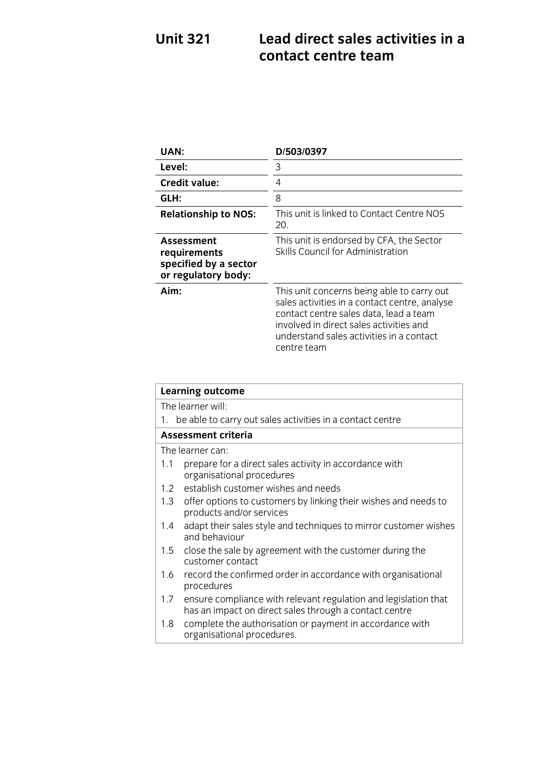# Unit 321 Lead direct sales activities in a contact centre team

| | |
|---|---|
| **UAN:** | **D/503/0397** |
| **Level:** | 3 |
| **Credit value:** | 4 |
| **GLH:** | 8 |
| **Relationship to NOS:** | This unit is linked to Contact Centre NOS 20. |
| **Assessment requirements specified by a sector or regulatory body:** | This unit is endorsed by CFA, the Sector Skills Council for Administration |
| **Aim:** | This unit concerns being able to carry out sales activities in a contact centre, analyse contact centre sales data, lead a team involved in direct sales activities and understand sales activities in a contact centre team |

| **Learning outcome** |
|---|
| The learner will: |
| 1. be able to carry out sales activities in a contact centre |
| **Assessment criteria** |
| The learner can: |
| 1.1 prepare for a direct sales activity in accordance with organisational procedures |
| 1.2 establish customer wishes and needs |
| 1.3 offer options to customers by linking their wishes and needs to products and/or services |
| 1.4 adapt their sales style and techniques to mirror customer wishes and behaviour |
| 1.5 close the sale by agreement with the customer during the customer contact |
| 1.6 record the confirmed order in accordance with organisational procedures |
| 1.7 ensure compliance with relevant regulation and legislation that has an impact on direct sales through a contact centre |
| 1.8 complete the authorisation or payment in accordance with organisational procedures. |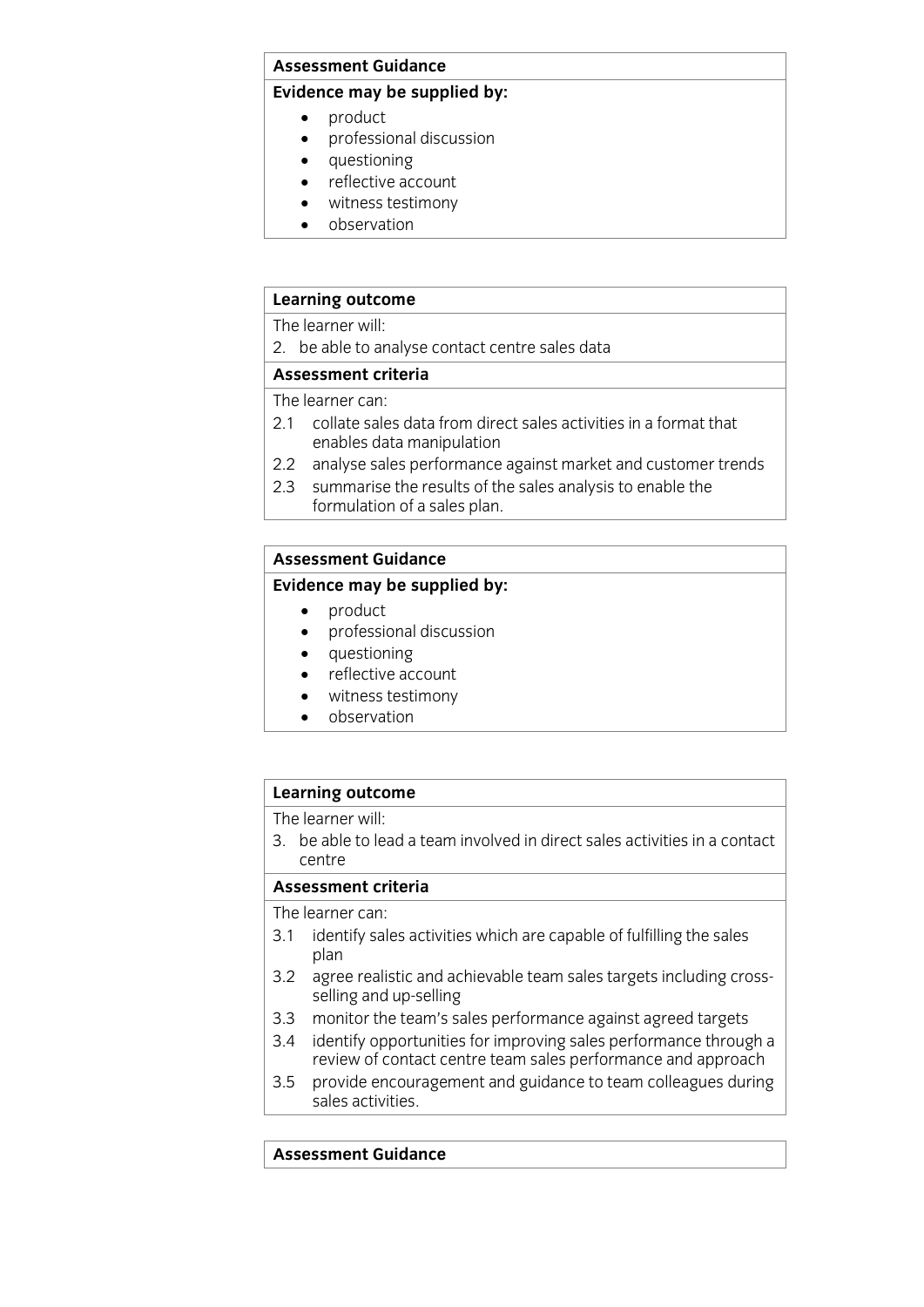| **Assessment Guidance** |
|---|
| **Evidence may be supplied by:** |
| • product<br>• professional discussion<br>• questioning<br>• reflective account<br>• witness testimony<br>• observation |

| **Learning outcome** |
|---|
| The learner will: |
| 2. be able to analyse contact centre sales data |
| **Assessment criteria** |
| The learner can: |
| 2.1 collate sales data from direct sales activities in a format that enables data manipulation |
| 2.2 analyse sales performance against market and customer trends |
| 2.3 summarise the results of the sales analysis to enable the formulation of a sales plan. |

| **Assessment Guidance** |
|---|
| **Evidence may be supplied by:** |
| • product<br>• professional discussion<br>• questioning<br>• reflective account<br>• witness testimony<br>• observation |

| **Learning outcome** |
|---|
| The learner will: |
| 3. be able to lead a team involved in direct sales activities in a contact centre |
| **Assessment criteria** |
| The learner can: |
| 3.1 identify sales activities which are capable of fulfilling the sales plan |
| 3.2 agree realistic and achievable team sales targets including cross-selling and up-selling |
| 3.3 monitor the team's sales performance against agreed targets |
| 3.4 identify opportunities for improving sales performance through a review of contact centre team sales performance and approach |
| 3.5 provide encouragement and guidance to team colleagues during sales activities. |

| **Assessment Guidance** |
|---|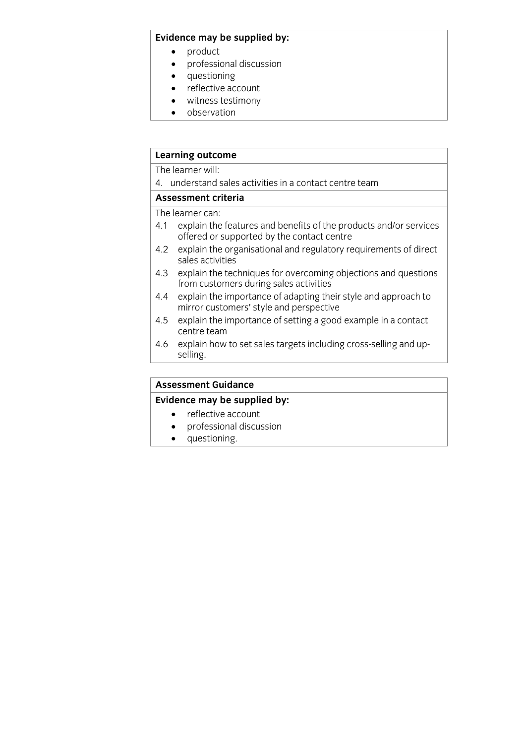**Evidence may be supplied by:**

- product
- professional discussion
- questioning
- reflective account
- witness testimony
- observation

**Learning outcome**

The learner will:

4. understand sales activities in a contact centre team

**Assessment criteria**

The learner can:

4.1 explain the features and benefits of the products and/or services offered or supported by the contact centre

4.2 explain the organisational and regulatory requirements of direct sales activities

4.3 explain the techniques for overcoming objections and questions from customers during sales activities

4.4 explain the importance of adapting their style and approach to mirror customers' style and perspective

4.5 explain the importance of setting a good example in a contact centre team

4.6 explain how to set sales targets including cross-selling and up-selling.

**Assessment Guidance**

**Evidence may be supplied by:**

- reflective account
- professional discussion
- questioning.